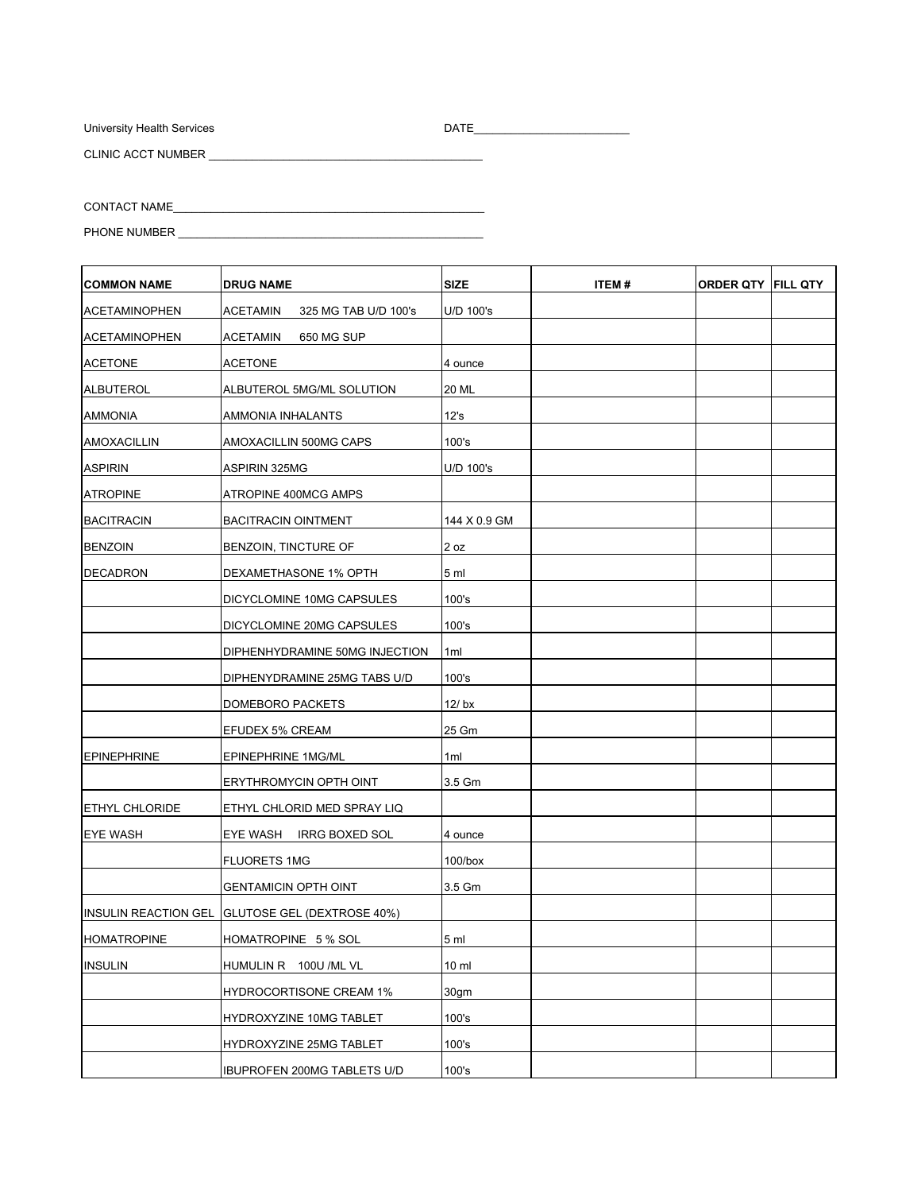University Health Services

DATE________________________

CLINIC ACCT NUMBER ___________________________________________

CONTACT NAME_________________________________________________

PHONE NUMBER ________________________________________________

| COMMON NAME | DRUG NAME | SIZE | ITEM # | ORDER QTY | FILL QTY |
|---|---|---|---|---|---|
| ACETAMINOPHEN | ACETAMIN 325 MG TAB U/D 100's | U/D 100's | | | |
| ACETAMINOPHEN | ACETAMIN 650 MG SUP | | | | |
| ACETONE | ACETONE | 4 ounce | | | |
| ALBUTEROL | ALBUTEROL 5MG/ML SOLUTION | 20 ML | | | |
| AMMONIA | AMMONIA INHALANTS | 12's | | | |
| AMOXACILLIN | AMOXACILLIN 500MG CAPS | 100's | | | |
| ASPIRIN | ASPIRIN 325MG | U/D 100's | | | |
| ATROPINE | ATROPINE 400MCG AMPS | | | | |
| BACITRACIN | BACITRACIN OINTMENT | 144 X 0.9 GM | | | |
| BENZOIN | BENZOIN, TINCTURE OF | 2 oz | | | |
| DECADRON | DEXAMETHASONE 1% OPTH | 5 ml | | | |
| | DICYCLOMINE 10MG CAPSULES | 100's | | | |
| | DICYCLOMINE 20MG CAPSULES | 100's | | | |
| | DIPHENHYDRAMINE 50MG INJECTION | 1ml | | | |
| | DIPHENYDRAMINE 25MG TABS U/D | 100's | | | |
| | DOMEBORO PACKETS | 12/ bx | | | |
| | EFUDEX 5% CREAM | 25 Gm | | | |
| EPINEPHRINE | EPINEPHRINE 1MG/ML | 1ml | | | |
| | ERYTHROMYCIN OPTH OINT | 3.5 Gm | | | |
| ETHYL CHLORIDE | ETHYL CHLORID MED SPRAY LIQ | | | | |
| EYE WASH | EYE WASH IRRG BOXED SOL | 4 ounce | | | |
| | FLUORETS 1MG | 100/box | | | |
| | GENTAMICIN OPTH OINT | 3.5 Gm | | | |
| INSULIN REACTION GEL | GLUTOSE GEL (DEXTROSE 40%) | | | | |
| HOMATROPINE | HOMATROPINE 5 % SOL | 5 ml | | | |
| INSULIN | HUMULIN R 100U /ML VL | 10 ml | | | |
| | HYDROCORTISONE CREAM 1% | 30gm | | | |
| | HYDROXYZINE 10MG TABLET | 100's | | | |
| | HYDROXYZINE 25MG TABLET | 100's | | | |
| | IBUPROFEN 200MG TABLETS U/D | 100's | | | |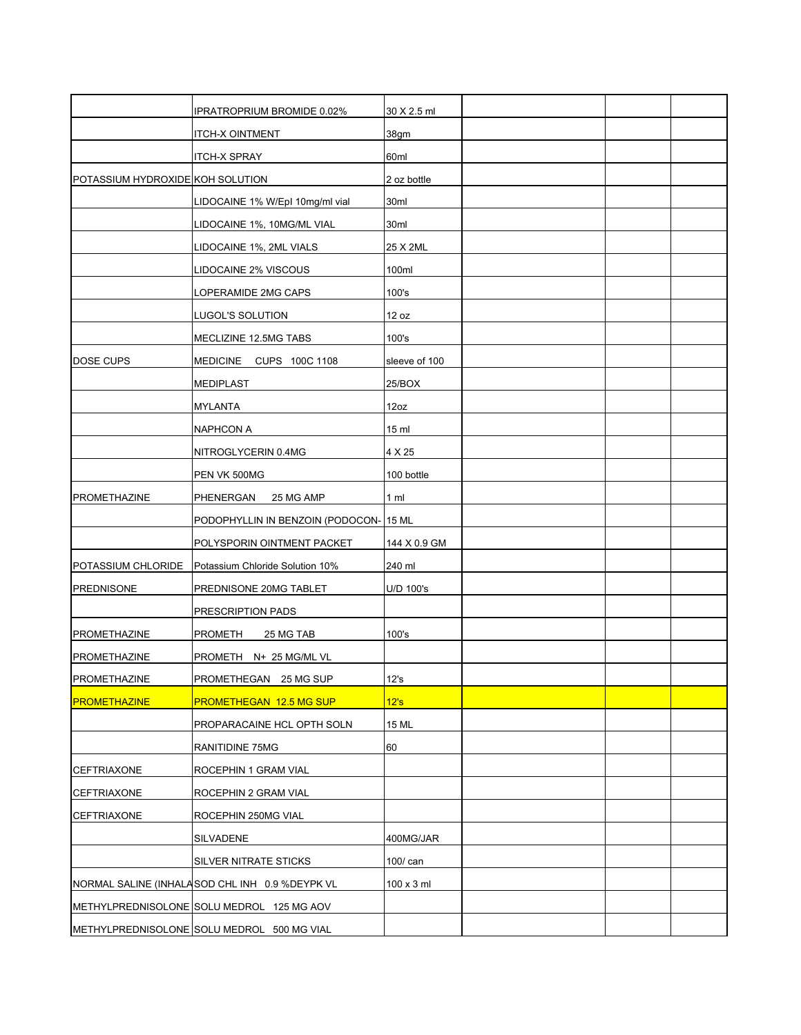| | | | | | |
|---|---|---|---|---|---|
| | IPRATROPRIUM BROMIDE 0.02% | 30 X 2.5 ml | | | |
| | ITCH-X OINTMENT | 38gm | | | |
| | ITCH-X SPRAY | 60ml | | | |
| POTASSIUM HYDROXIDE | KOH SOLUTION | 2 oz bottle | | | |
| | LIDOCAINE 1% W/Epl 10mg/ml vial | 30ml | | | |
| | LIDOCAINE 1%, 10MG/ML VIAL | 30ml | | | |
| | LIDOCAINE 1%, 2ML VIALS | 25 X 2ML | | | |
| | LIDOCAINE 2% VISCOUS | 100ml | | | |
| | LOPERAMIDE 2MG CAPS | 100's | | | |
| | LUGOL'S SOLUTION | 12 oz | | | |
| | MECLIZINE 12.5MG TABS | 100's | | | |
| DOSE CUPS | MEDICINE CUPS 100C 1108 | sleeve of 100 | | | |
| | MEDIPLAST | 25/BOX | | | |
| | MYLANTA | 12oz | | | |
| | NAPHCON A | 15 ml | | | |
| | NITROGLYCERIN 0.4MG | 4 X 25 | | | |
| | PEN VK 500MG | 100 bottle | | | |
| PROMETHAZINE | PHENERGAN 25 MG AMP | 1 ml | | | |
| | PODOPHYLLIN IN BENZOIN (PODOCON- | 15 ML | | | |
| | POLYSPORIN OINTMENT PACKET | 144 X 0.9 GM | | | |
| POTASSIUM CHLORIDE | Potassium Chloride Solution 10% | 240 ml | | | |
| PREDNISONE | PREDNISONE 20MG TABLET | U/D 100's | | | |
| | PRESCRIPTION PADS | | | | |
| PROMETHAZINE | PROMETH 25 MG TAB | 100's | | | |
| PROMETHAZINE | PROMETH N+ 25 MG/ML VL | | | | |
| PROMETHAZINE | PROMETHEGAN 25 MG SUP | 12's | | | |
| PROMETHAZINE | PROMETHEGAN 12.5 MG SUP | 12's | | | |
| | PROPARACAINE HCL OPTH SOLN | 15 ML | | | |
| | RANITIDINE 75MG | 60 | | | |
| CEFTRIAXONE | ROCEPHIN 1 GRAM VIAL | | | | |
| CEFTRIAXONE | ROCEPHIN 2 GRAM VIAL | | | | |
| CEFTRIAXONE | ROCEPHIN 250MG VIAL | | | | |
| | SILVADENE | 400MG/JAR | | | |
| | SILVER NITRATE STICKS | 100/ can | | | |
| NORMAL SALINE (INHALA | SOD CHL INH 0.9 %DEYPK VL | 100 x 3 ml | | | |
| METHYLPREDNISOLONE | SOLU MEDROL 125 MG AOV | | | | |
| METHYLPREDNISOLONE | SOLU MEDROL 500 MG VIAL | | | | |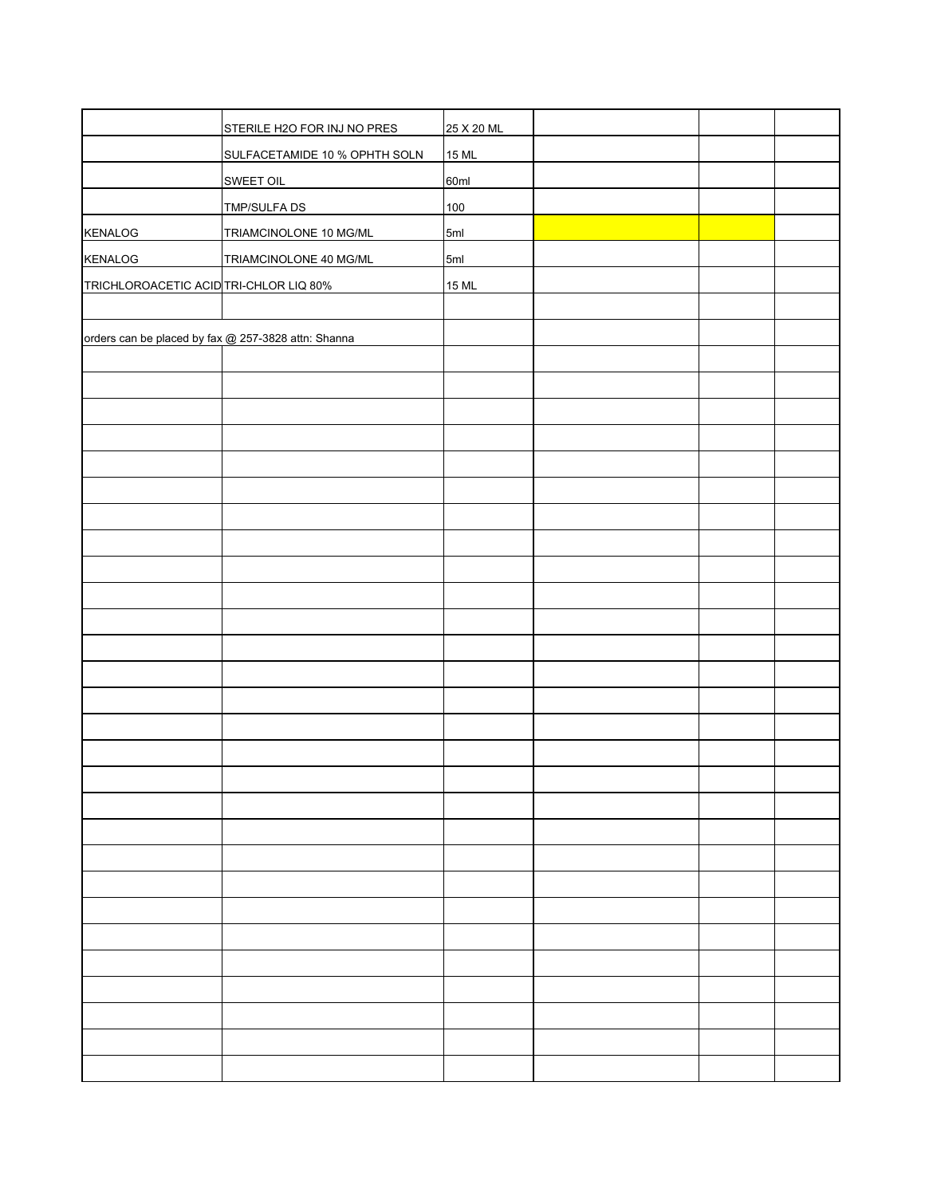| | | | | | |
|---|---|---|---|---|---|
| | STERILE H2O FOR INJ NO PRES | 25 X 20 ML | | | |
| | SULFACETAMIDE 10 % OPHTH SOLN | 15 ML | | | |
| | SWEET OIL | 60ml | | | |
| | TMP/SULFA DS | 100 | | | |
| KENALOG | TRIAMCINOLONE 10 MG/ML | 5ml | | | |
| KENALOG | TRIAMCINOLONE 40 MG/ML | 5ml | | | |
| TRICHLOROACETIC ACID | TRI-CHLOR LIQ 80% | 15 ML | | | |
| | | | | | |
| orders can be placed by fax @ 257-3828 attn: Shanna | | | | | |